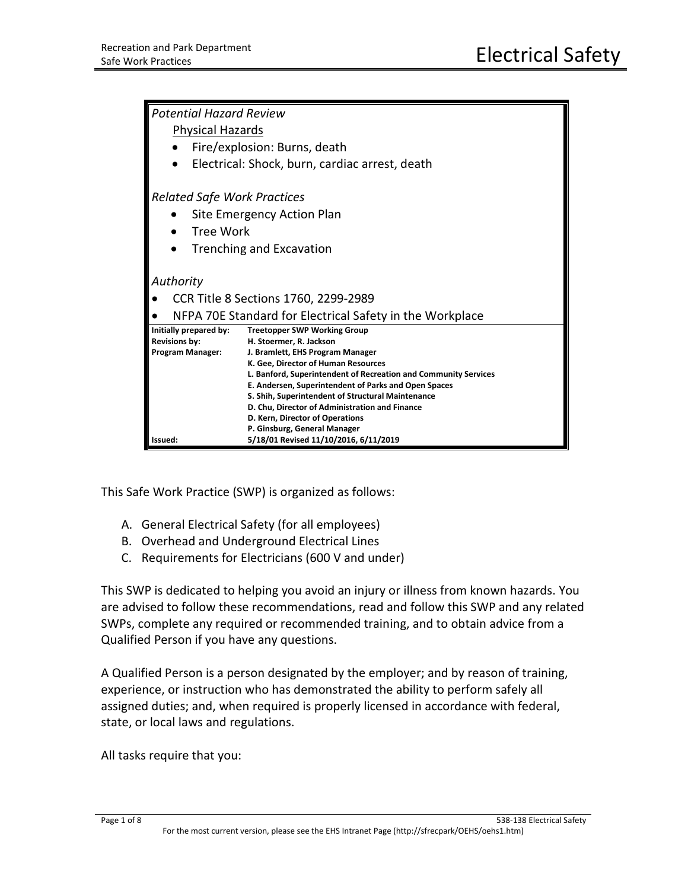# Electrical Safety

*Potential Hazard Review*

Physical Hazards

- Fire/explosion: Burns, death
- Electrical: Shock, burn, cardiac arrest, death

*Related Safe Work Practices*

- Site Emergency Action Plan
- Tree Work
- Trenching and Excavation

*Authority*

- CCR Title 8 Sections 1760, 2299-2989
- NFPA 70E Standard for Electrical Safety in the Workplace

| | |
|---|---|
| **Initially prepared by:** | **Treetopper SWP Working Group** |
| **Revisions by:** | **H. Stoermer, R. Jackson** |
| **Program Manager:** | **J. Bramlett, EHS Program Manager** |
| | **K. Gee, Director of Human Resources** |
| | **L. Banford, Superintendent of Recreation and Community Services** |
| | **E. Andersen, Superintendent of Parks and Open Spaces** |
| | **S. Shih, Superintendent of Structural Maintenance** |
| | **D. Chu, Director of Administration and Finance** |
| | **D. Kern, Director of Operations** |
| | **P. Ginsburg, General Manager** |
| **Issued:** | **5/18/01 Revised 11/10/2016, 6/11/2019** |

This Safe Work Practice (SWP) is organized as follows:

A. General Electrical Safety (for all employees)
B. Overhead and Underground Electrical Lines
C. Requirements for Electricians (600 V and under)

This SWP is dedicated to helping you avoid an injury or illness from known hazards. You are advised to follow these recommendations, read and follow this SWP and any related SWPs, complete any required or recommended training, and to obtain advice from a Qualified Person if you have any questions.

A Qualified Person is a person designated by the employer; and by reason of training, experience, or instruction who has demonstrated the ability to perform safely all assigned duties; and, when required is properly licensed in accordance with federal, state, or local laws and regulations.

All tasks require that you: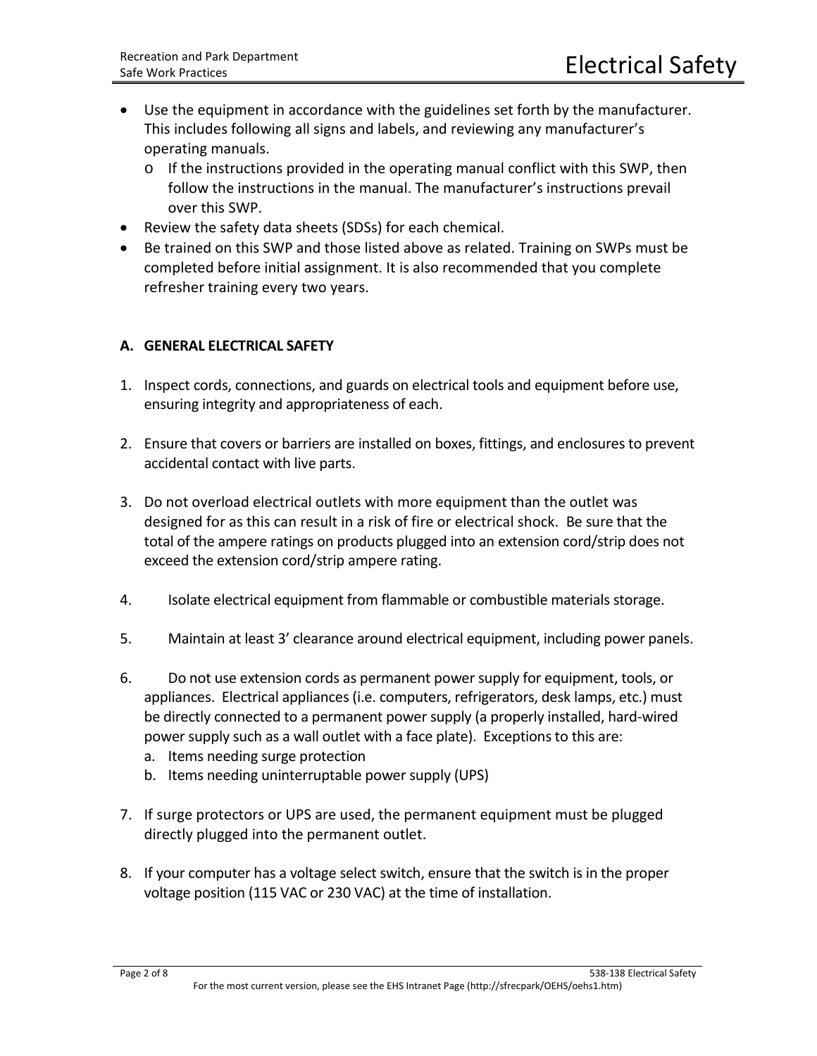- Use the equipment in accordance with the guidelines set forth by the manufacturer. This includes following all signs and labels, and reviewing any manufacturer's operating manuals.
  - If the instructions provided in the operating manual conflict with this SWP, then follow the instructions in the manual. The manufacturer's instructions prevail over this SWP.
- Review the safety data sheets (SDSs) for each chemical.
- Be trained on this SWP and those listed above as related. Training on SWPs must be completed before initial assignment. It is also recommended that you complete refresher training every two years.

## A. GENERAL ELECTRICAL SAFETY

1. Inspect cords, connections, and guards on electrical tools and equipment before use, ensuring integrity and appropriateness of each.

2. Ensure that covers or barriers are installed on boxes, fittings, and enclosures to prevent accidental contact with live parts.

3. Do not overload electrical outlets with more equipment than the outlet was designed for as this can result in a risk of fire or electrical shock. Be sure that the total of the ampere ratings on products plugged into an extension cord/strip does not exceed the extension cord/strip ampere rating.

4. Isolate electrical equipment from flammable or combustible materials storage.

5. Maintain at least 3' clearance around electrical equipment, including power panels.

6. Do not use extension cords as permanent power supply for equipment, tools, or appliances. Electrical appliances (i.e. computers, refrigerators, desk lamps, etc.) must be directly connected to a permanent power supply (a properly installed, hard-wired power supply such as a wall outlet with a face plate). Exceptions to this are:
   a. Items needing surge protection
   b. Items needing uninterruptable power supply (UPS)

7. If surge protectors or UPS are used, the permanent equipment must be plugged directly plugged into the permanent outlet.

8. If your computer has a voltage select switch, ensure that the switch is in the proper voltage position (115 VAC or 230 VAC) at the time of installation.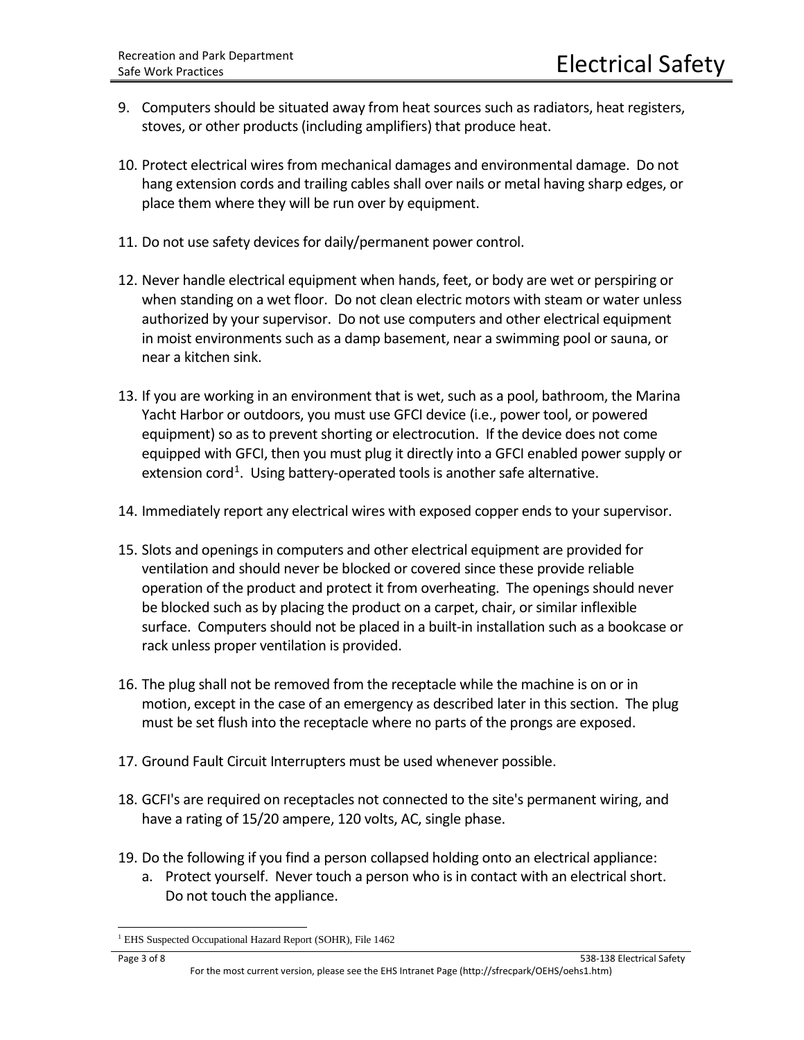9. Computers should be situated away from heat sources such as radiators, heat registers, stoves, or other products (including amplifiers) that produce heat.

10. Protect electrical wires from mechanical damages and environmental damage. Do not hang extension cords and trailing cables shall over nails or metal having sharp edges, or place them where they will be run over by equipment.

11. Do not use safety devices for daily/permanent power control.

12. Never handle electrical equipment when hands, feet, or body are wet or perspiring or when standing on a wet floor. Do not clean electric motors with steam or water unless authorized by your supervisor. Do not use computers and other electrical equipment in moist environments such as a damp basement, near a swimming pool or sauna, or near a kitchen sink.

13. If you are working in an environment that is wet, such as a pool, bathroom, the Marina Yacht Harbor or outdoors, you must use GFCI device (i.e., power tool, or powered equipment) so as to prevent shorting or electrocution. If the device does not come equipped with GFCI, then you must plug it directly into a GFCI enabled power supply or extension cord[1]. Using battery-operated tools is another safe alternative.

14. Immediately report any electrical wires with exposed copper ends to your supervisor.

15. Slots and openings in computers and other electrical equipment are provided for ventilation and should never be blocked or covered since these provide reliable operation of the product and protect it from overheating. The openings should never be blocked such as by placing the product on a carpet, chair, or similar inflexible surface. Computers should not be placed in a built-in installation such as a bookcase or rack unless proper ventilation is provided.

16. The plug shall not be removed from the receptacle while the machine is on or in motion, except in the case of an emergency as described later in this section. The plug must be set flush into the receptacle where no parts of the prongs are exposed.

17. Ground Fault Circuit Interrupters must be used whenever possible.

18. GCFI's are required on receptacles not connected to the site's permanent wiring, and have a rating of 15/20 ampere, 120 volts, AC, single phase.

19. Do the following if you find a person collapsed holding onto an electrical appliance:
    a. Protect yourself. Never touch a person who is in contact with an electrical short. Do not touch the appliance.

---

[1] EHS Suspected Occupational Hazard Report (SOHR), File 1462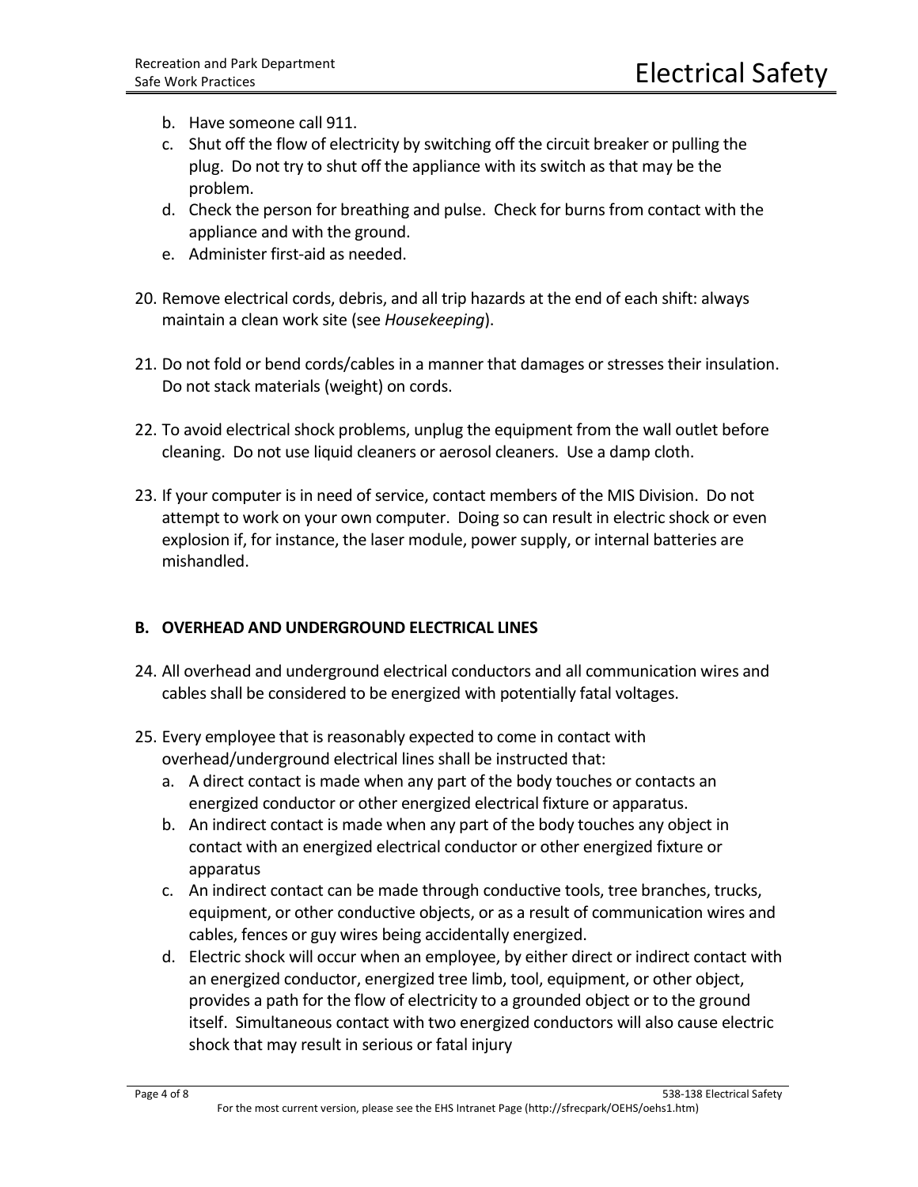b. Have someone call 911.
c. Shut off the flow of electricity by switching off the circuit breaker or pulling the plug. Do not try to shut off the appliance with its switch as that may be the problem.
d. Check the person for breathing and pulse. Check for burns from contact with the appliance and with the ground.
e. Administer first-aid as needed.

20. Remove electrical cords, debris, and all trip hazards at the end of each shift: always maintain a clean work site (see *Housekeeping*).

21. Do not fold or bend cords/cables in a manner that damages or stresses their insulation. Do not stack materials (weight) on cords.

22. To avoid electrical shock problems, unplug the equipment from the wall outlet before cleaning. Do not use liquid cleaners or aerosol cleaners. Use a damp cloth.

23. If your computer is in need of service, contact members of the MIS Division. Do not attempt to work on your own computer. Doing so can result in electric shock or even explosion if, for instance, the laser module, power supply, or internal batteries are mishandled.

## B. OVERHEAD AND UNDERGROUND ELECTRICAL LINES

24. All overhead and underground electrical conductors and all communication wires and cables shall be considered to be energized with potentially fatal voltages.

25. Every employee that is reasonably expected to come in contact with overhead/underground electrical lines shall be instructed that:
    a. A direct contact is made when any part of the body touches or contacts an energized conductor or other energized electrical fixture or apparatus.
    b. An indirect contact is made when any part of the body touches any object in contact with an energized electrical conductor or other energized fixture or apparatus
    c. An indirect contact can be made through conductive tools, tree branches, trucks, equipment, or other conductive objects, or as a result of communication wires and cables, fences or guy wires being accidentally energized.
    d. Electric shock will occur when an employee, by either direct or indirect contact with an energized conductor, energized tree limb, tool, equipment, or other object, provides a path for the flow of electricity to a grounded object or to the ground itself. Simultaneous contact with two energized conductors will also cause electric shock that may result in serious or fatal injury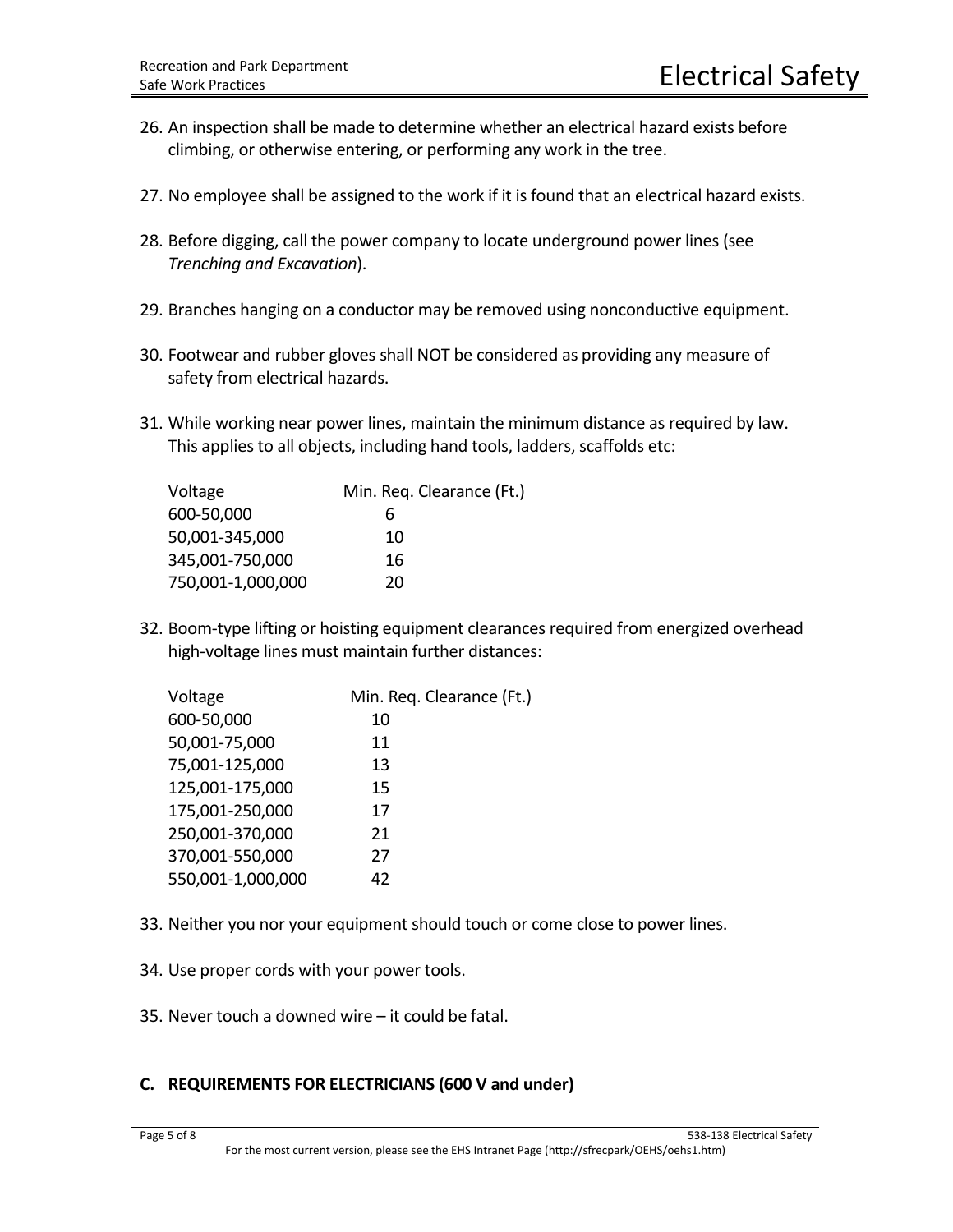26. An inspection shall be made to determine whether an electrical hazard exists before climbing, or otherwise entering, or performing any work in the tree.

27. No employee shall be assigned to the work if it is found that an electrical hazard exists.

28. Before digging, call the power company to locate underground power lines (see *Trenching and Excavation*).

29. Branches hanging on a conductor may be removed using nonconductive equipment.

30. Footwear and rubber gloves shall NOT be considered as providing any measure of safety from electrical hazards.

31. While working near power lines, maintain the minimum distance as required by law. This applies to all objects, including hand tools, ladders, scaffolds etc:

| Voltage | Min. Req. Clearance (Ft.) |
|---|---|
| 600-50,000 | 6 |
| 50,001-345,000 | 10 |
| 345,001-750,000 | 16 |
| 750,001-1,000,000 | 20 |

32. Boom-type lifting or hoisting equipment clearances required from energized overhead high-voltage lines must maintain further distances:

| Voltage | Min. Req. Clearance (Ft.) |
|---|---|
| 600-50,000 | 10 |
| 50,001-75,000 | 11 |
| 75,001-125,000 | 13 |
| 125,001-175,000 | 15 |
| 175,001-250,000 | 17 |
| 250,001-370,000 | 21 |
| 370,001-550,000 | 27 |
| 550,001-1,000,000 | 42 |

33. Neither you nor your equipment should touch or come close to power lines.

34. Use proper cords with your power tools.

35. Never touch a downed wire – it could be fatal.

## C. REQUIREMENTS FOR ELECTRICIANS (600 V and under)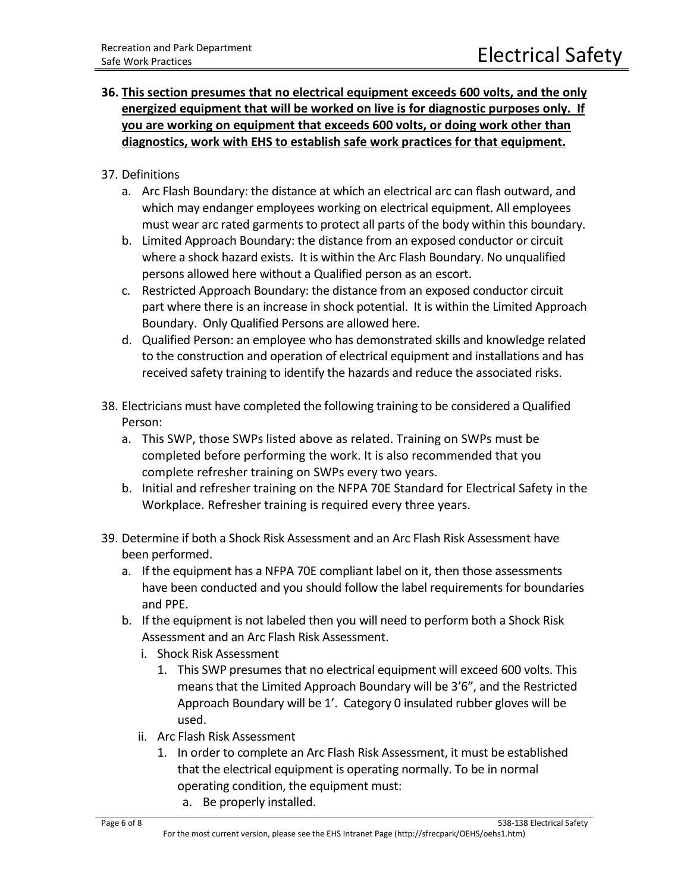36. **<u>This section presumes that no electrical equipment exceeds 600 volts, and the only energized equipment that will be worked on live is for diagnostic purposes only. If you are working on equipment that exceeds 600 volts, or doing work other than diagnostics, work with EHS to establish safe work practices for that equipment.</u>**

37. Definitions
    a. Arc Flash Boundary: the distance at which an electrical arc can flash outward, and which may endanger employees working on electrical equipment. All employees must wear arc rated garments to protect all parts of the body within this boundary.
    b. Limited Approach Boundary: the distance from an exposed conductor or circuit where a shock hazard exists. It is within the Arc Flash Boundary. No unqualified persons allowed here without a Qualified person as an escort.
    c. Restricted Approach Boundary: the distance from an exposed conductor circuit part where there is an increase in shock potential. It is within the Limited Approach Boundary. Only Qualified Persons are allowed here.
    d. Qualified Person: an employee who has demonstrated skills and knowledge related to the construction and operation of electrical equipment and installations and has received safety training to identify the hazards and reduce the associated risks.

38. Electricians must have completed the following training to be considered a Qualified Person:
    a. This SWP, those SWPs listed above as related. Training on SWPs must be completed before performing the work. It is also recommended that you complete refresher training on SWPs every two years.
    b. Initial and refresher training on the NFPA 70E Standard for Electrical Safety in the Workplace. Refresher training is required every three years.

39. Determine if both a Shock Risk Assessment and an Arc Flash Risk Assessment have been performed.
    a. If the equipment has a NFPA 70E compliant label on it, then those assessments have been conducted and you should follow the label requirements for boundaries and PPE.
    b. If the equipment is not labeled then you will need to perform both a Shock Risk Assessment and an Arc Flash Risk Assessment.
        i. Shock Risk Assessment
            1. This SWP presumes that no electrical equipment will exceed 600 volts. This means that the Limited Approach Boundary will be 3'6", and the Restricted Approach Boundary will be 1'. Category 0 insulated rubber gloves will be used.
        ii. Arc Flash Risk Assessment
            1. In order to complete an Arc Flash Risk Assessment, it must be established that the electrical equipment is operating normally. To be in normal operating condition, the equipment must:
                a. Be properly installed.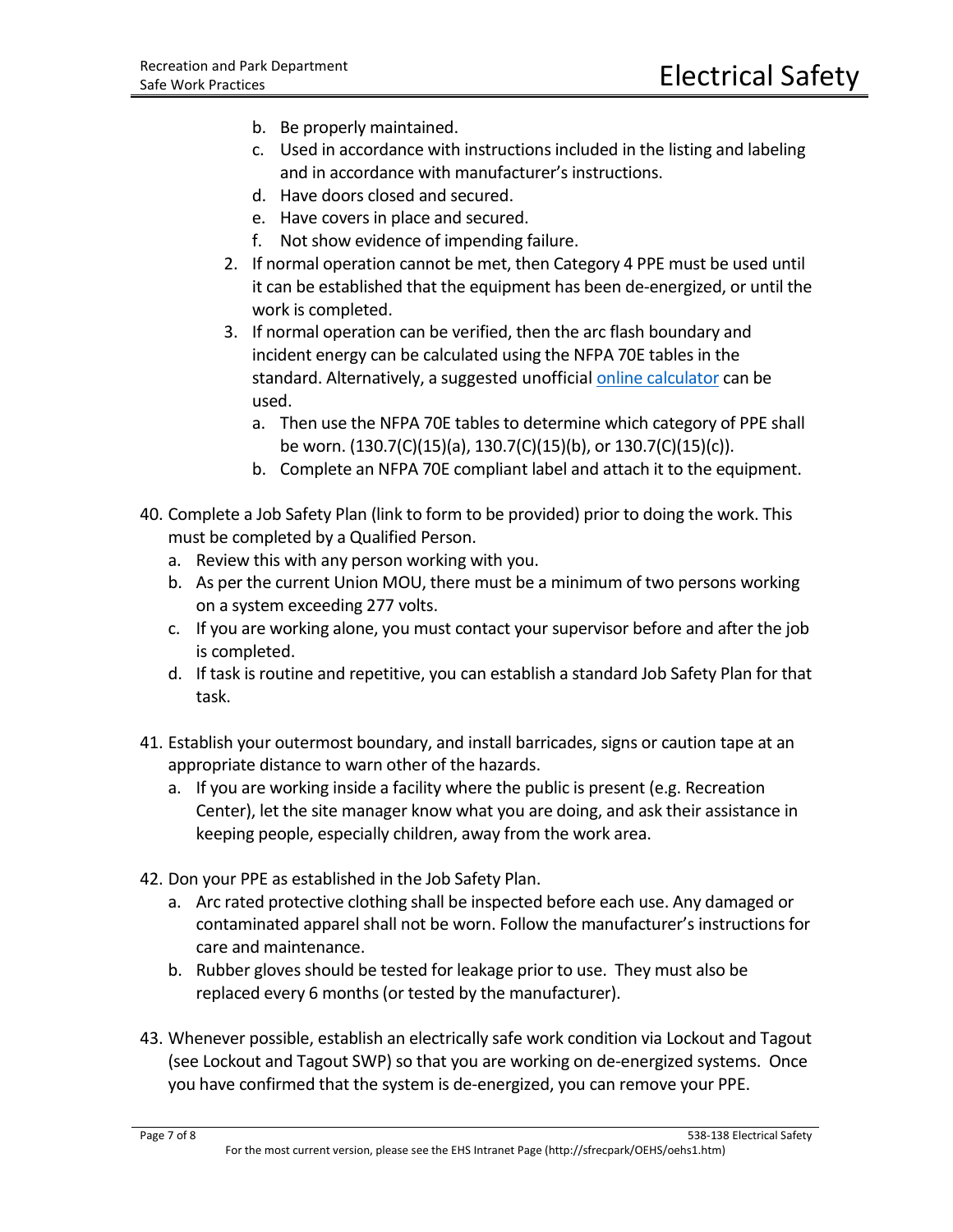b. Be properly maintained.
   c. Used in accordance with instructions included in the listing and labeling and in accordance with manufacturer's instructions.
   d. Have doors closed and secured.
   e. Have covers in place and secured.
   f. Not show evidence of impending failure.
2. If normal operation cannot be met, then Category 4 PPE must be used until it can be established that the equipment has been de-energized, or until the work is completed.
3. If normal operation can be verified, then the arc flash boundary and incident energy can be calculated using the NFPA 70E tables in the standard. Alternatively, a suggested unofficial online calculator can be used.
   a. Then use the NFPA 70E tables to determine which category of PPE shall be worn. (130.7(C)(15)(a), 130.7(C)(15)(b), or 130.7(C)(15)(c)).
   b. Complete an NFPA 70E compliant label and attach it to the equipment.

40. Complete a Job Safety Plan (link to form to be provided) prior to doing the work. This must be completed by a Qualified Person.
    a. Review this with any person working with you.
    b. As per the current Union MOU, there must be a minimum of two persons working on a system exceeding 277 volts.
    c. If you are working alone, you must contact your supervisor before and after the job is completed.
    d. If task is routine and repetitive, you can establish a standard Job Safety Plan for that task.

41. Establish your outermost boundary, and install barricades, signs or caution tape at an appropriate distance to warn other of the hazards.
    a. If you are working inside a facility where the public is present (e.g. Recreation Center), let the site manager know what you are doing, and ask their assistance in keeping people, especially children, away from the work area.

42. Don your PPE as established in the Job Safety Plan.
    a. Arc rated protective clothing shall be inspected before each use. Any damaged or contaminated apparel shall not be worn. Follow the manufacturer's instructions for care and maintenance.
    b. Rubber gloves should be tested for leakage prior to use. They must also be replaced every 6 months (or tested by the manufacturer).

43. Whenever possible, establish an electrically safe work condition via Lockout and Tagout (see Lockout and Tagout SWP) so that you are working on de-energized systems. Once you have confirmed that the system is de-energized, you can remove your PPE.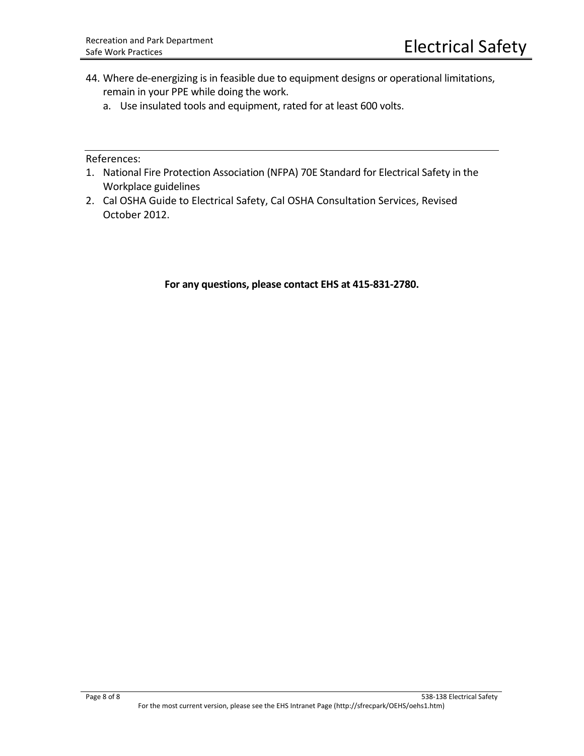44. Where de-energizing is in feasible due to equipment designs or operational limitations, remain in your PPE while doing the work.
    a. Use insulated tools and equipment, rated for at least 600 volts.

---

References:

1. National Fire Protection Association (NFPA) 70E Standard for Electrical Safety in the Workplace guidelines
2. Cal OSHA Guide to Electrical Safety, Cal OSHA Consultation Services, Revised October 2012.

**For any questions, please contact EHS at 415-831-2780.**